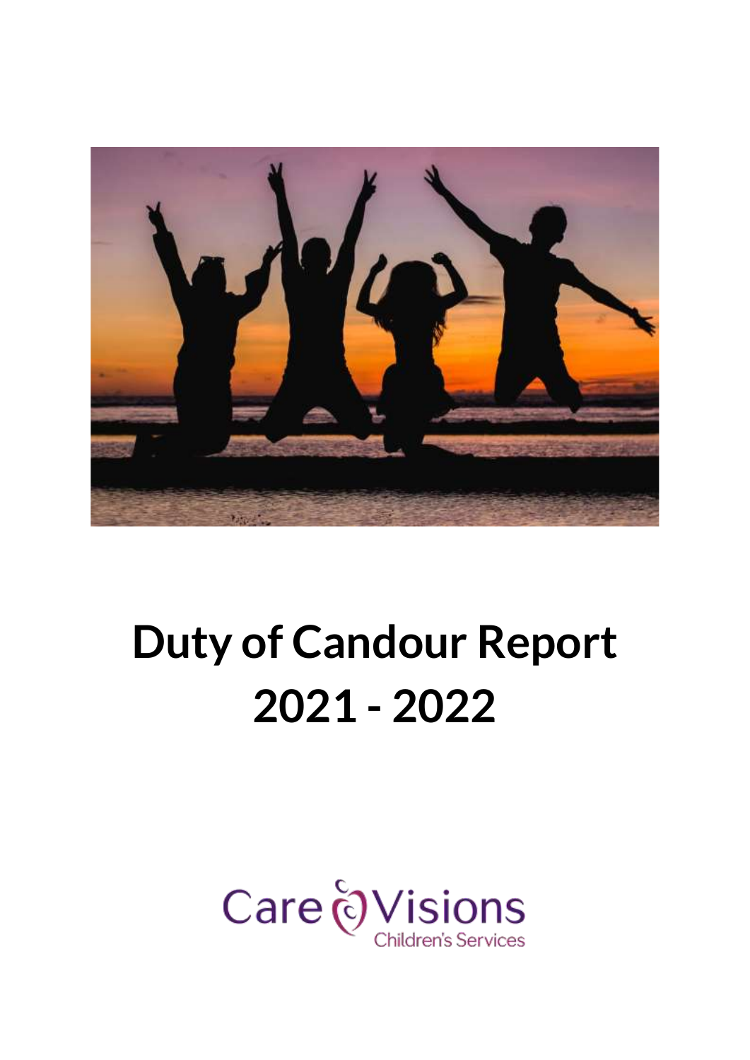# Duty of Candour Report 2021 - 2022

Care Visions Children's Services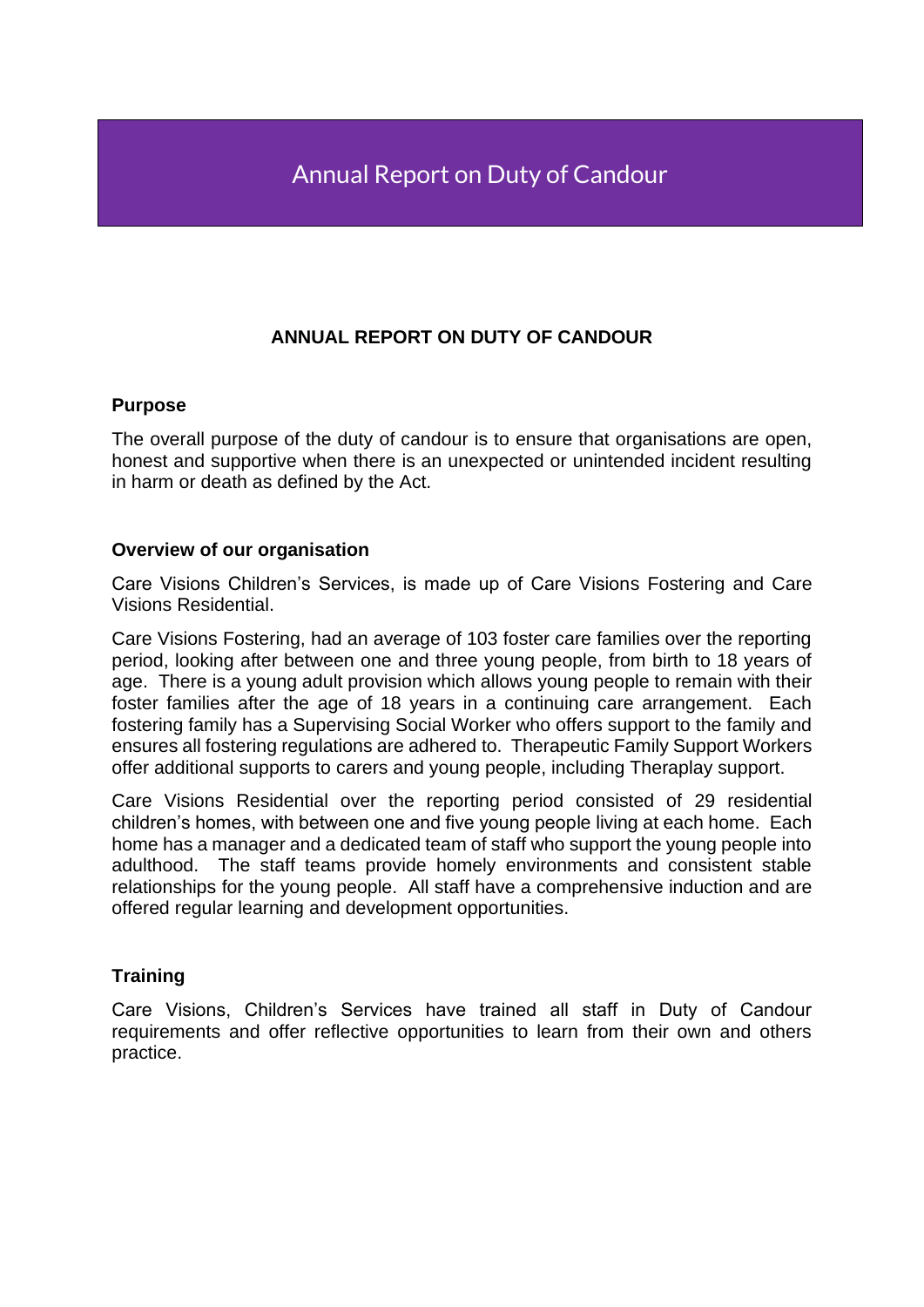# Annual Report on Duty of Candour

## ANNUAL REPORT ON DUTY OF CANDOUR

### Purpose

The overall purpose of the duty of candour is to ensure that organisations are open, honest and supportive when there is an unexpected or unintended incident resulting in harm or death as defined by the Act.

### Overview of our organisation

Care Visions Children's Services, is made up of Care Visions Fostering and Care Visions Residential.

Care Visions Fostering, had an average of 103 foster care families over the reporting period, looking after between one and three young people, from birth to 18 years of age. There is a young adult provision which allows young people to remain with their foster families after the age of 18 years in a continuing care arrangement. Each fostering family has a Supervising Social Worker who offers support to the family and ensures all fostering regulations are adhered to. Therapeutic Family Support Workers offer additional supports to carers and young people, including Theraplay support.

Care Visions Residential over the reporting period consisted of 29 residential children's homes, with between one and five young people living at each home. Each home has a manager and a dedicated team of staff who support the young people into adulthood. The staff teams provide homely environments and consistent stable relationships for the young people. All staff have a comprehensive induction and are offered regular learning and development opportunities.

### Training

Care Visions, Children's Services have trained all staff in Duty of Candour requirements and offer reflective opportunities to learn from their own and others practice.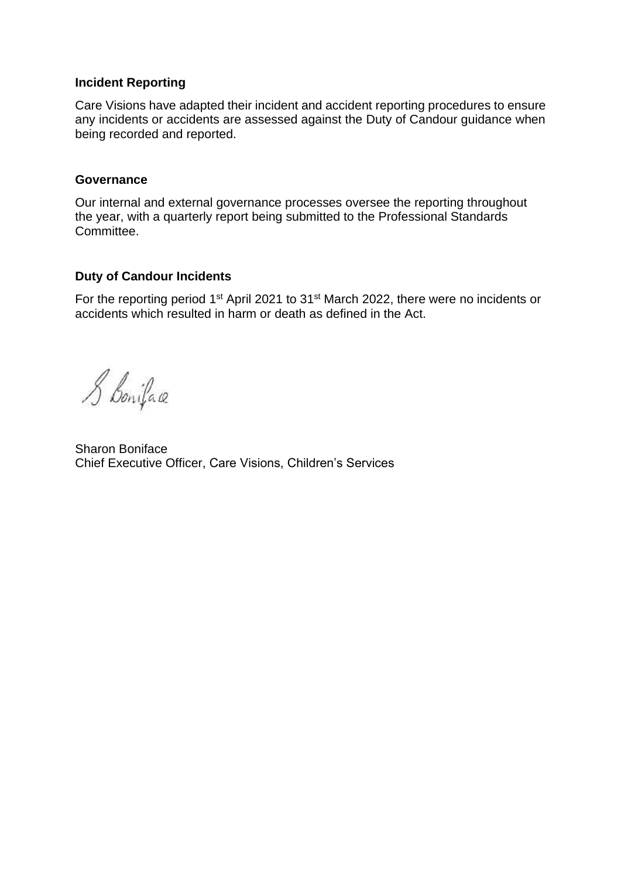**Incident Reporting**

Care Visions have adapted their incident and accident reporting procedures to ensure any incidents or accidents are assessed against the Duty of Candour guidance when being recorded and reported.

**Governance**

Our internal and external governance processes oversee the reporting throughout the year, with a quarterly report being submitted to the Professional Standards Committee.

**Duty of Candour Incidents**

For the reporting period 1st April 2021 to 31st March 2022, there were no incidents or accidents which resulted in harm or death as defined in the Act.

S Boniface

Sharon Boniface
Chief Executive Officer, Care Visions, Children's Services